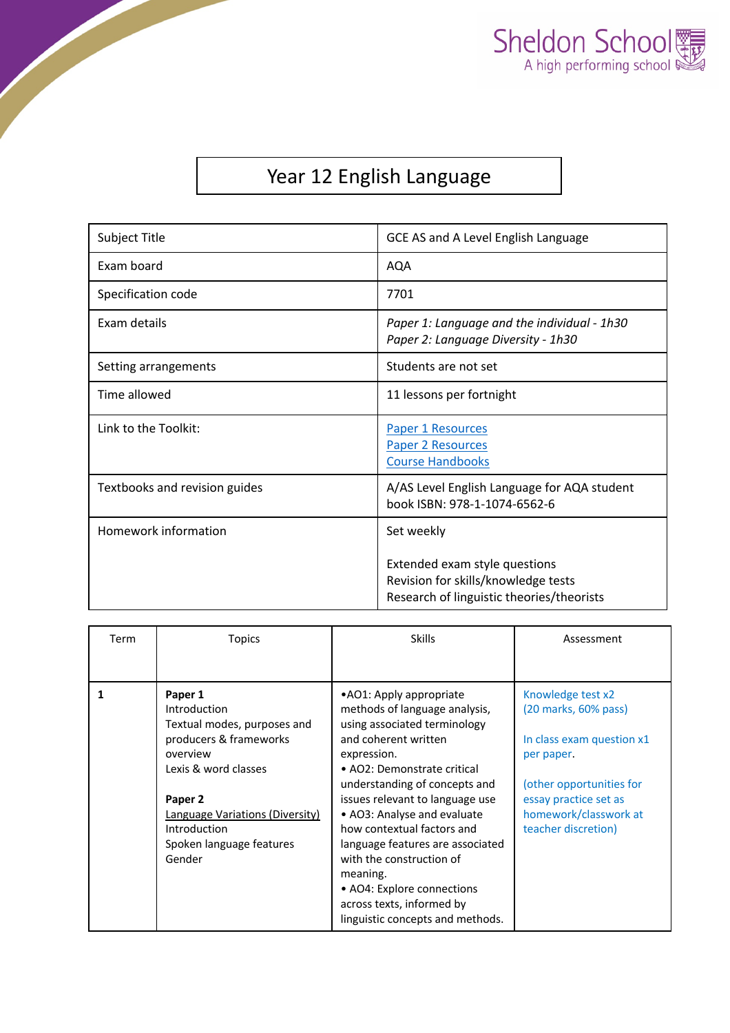Sheldon School
A high performing school

# Year 12 English Language

| | |
|---|---|
| Subject Title | GCE AS and A Level English Language |
| Exam board | AQA |
| Specification code | 7701 |
| Exam details | *Paper 1: Language and the individual - 1h30*<br>*Paper 2: Language Diversity - 1h30* |
| Setting arrangements | Students are not set |
| Time allowed | 11 lessons per fortnight |
| Link to the Toolkit: | Paper 1 Resources<br>Paper 2 Resources<br>Course Handbooks |
| Textbooks and revision guides | A/AS Level English Language for AQA student book ISBN: 978-1-1074-6562-6 |
| Homework information | Set weekly<br><br>Extended exam style questions<br>Revision for skills/knowledge tests<br>Research of linguistic theories/theorists |

| Term | Topics | Skills | Assessment |
|---|---|---|---|
| **1** | **Paper 1**<br>Introduction<br>Textual modes, purposes and producers & frameworks overview<br>Lexis & word classes<br><br>**Paper 2**<br>Language Variations (Diversity)<br>Introduction<br>Spoken language features<br>Gender | •AO1: Apply appropriate methods of language analysis, using associated terminology and coherent written expression.<br>• AO2: Demonstrate critical understanding of concepts and issues relevant to language use<br>• AO3: Analyse and evaluate how contextual factors and language features are associated with the construction of meaning.<br>• AO4: Explore connections across texts, informed by linguistic concepts and methods. | Knowledge test x2 (20 marks, 60% pass)<br><br>In class exam question x1 per paper.<br><br>(other opportunities for essay practice set as homework/classwork at teacher discretion) |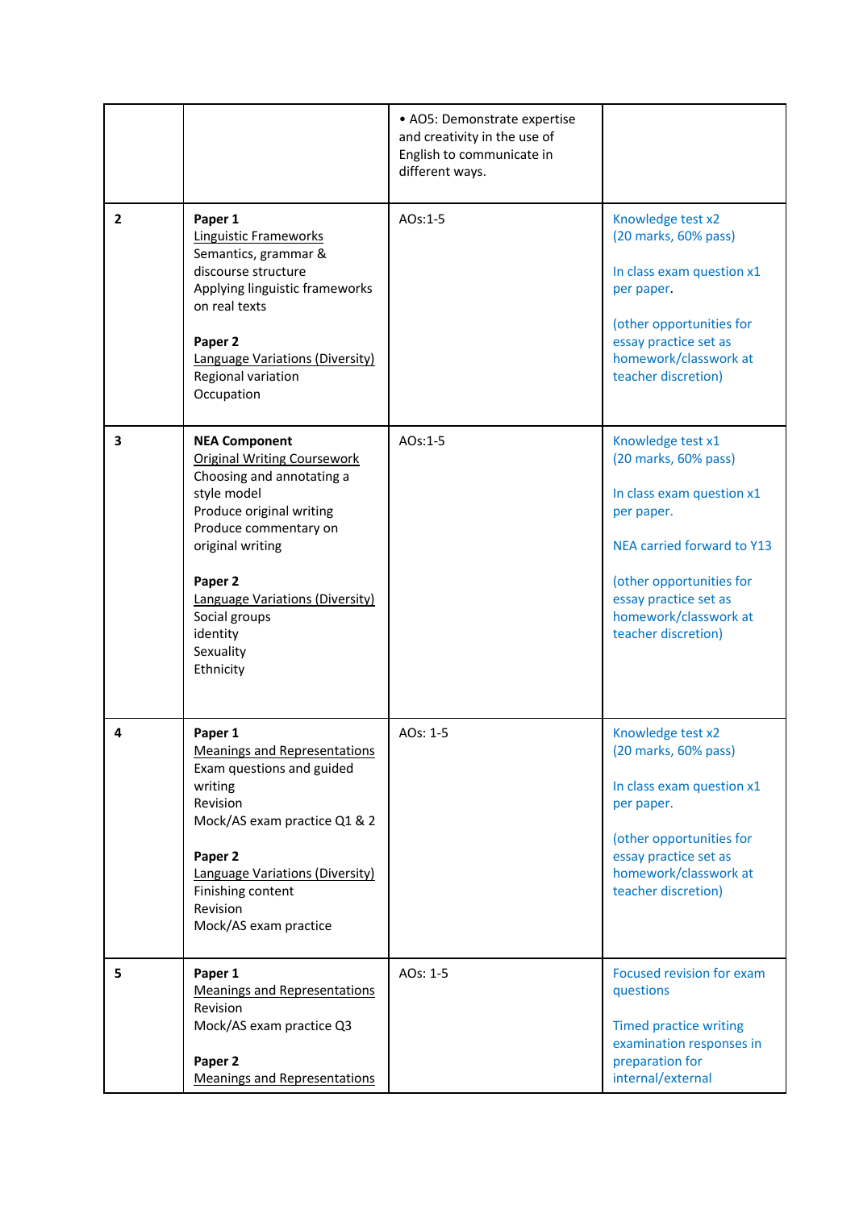| | | | |
|---|---|---|---|
| | | • AO5: Demonstrate expertise and creativity in the use of English to communicate in different ways. | |
| 2 | **Paper 1**<br>Linguistic Frameworks<br>Semantics, grammar & discourse structure<br>Applying linguistic frameworks on real texts<br><br>**Paper 2**<br>Language Variations (Diversity)<br>Regional variation<br>Occupation | AOs:1-5 | Knowledge test x2 (20 marks, 60% pass)<br><br>In class exam question x1 per paper.<br><br>(other opportunities for essay practice set as homework/classwork at teacher discretion) |
| 3 | **NEA Component**<br>Original Writing Coursework<br>Choosing and annotating a style model<br>Produce original writing<br>Produce commentary on original writing<br><br>**Paper 2**<br>Language Variations (Diversity)<br>Social groups<br>identity<br>Sexuality<br>Ethnicity | AOs:1-5 | Knowledge test x1 (20 marks, 60% pass)<br><br>In class exam question x1 per paper.<br><br>NEA carried forward to Y13<br><br>(other opportunities for essay practice set as homework/classwork at teacher discretion) |
| 4 | **Paper 1**<br>Meanings and Representations<br>Exam questions and guided writing<br>Revision<br>Mock/AS exam practice Q1 & 2<br><br>**Paper 2**<br>Language Variations (Diversity)<br>Finishing content<br>Revision<br>Mock/AS exam practice | AOs: 1-5 | Knowledge test x2 (20 marks, 60% pass)<br><br>In class exam question x1 per paper.<br><br>(other opportunities for essay practice set as homework/classwork at teacher discretion) |
| 5 | **Paper 1**<br>Meanings and Representations<br>Revision<br>Mock/AS exam practice Q3<br><br>**Paper 2**<br>Meanings and Representations | AOs: 1-5 | Focused revision for exam questions<br><br>Timed practice writing examination responses in preparation for internal/external |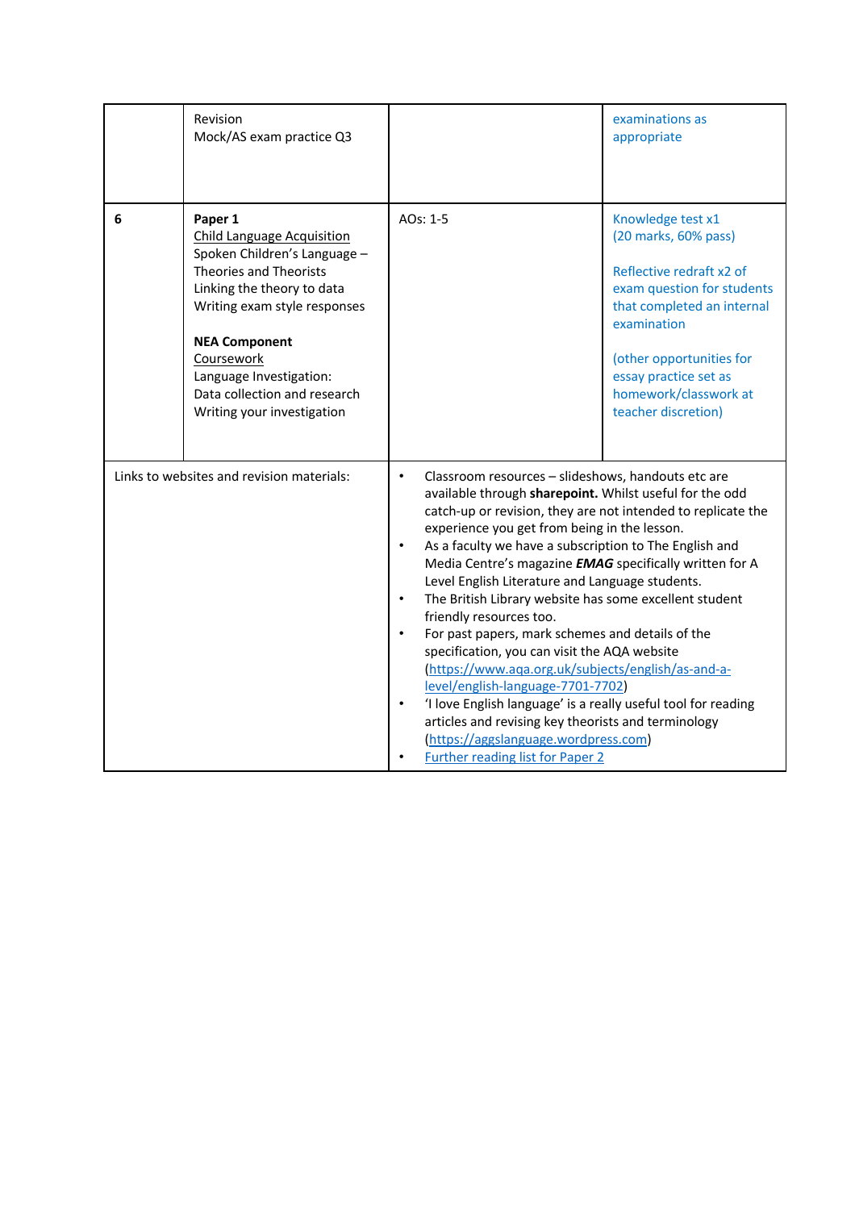| | | | |
|---|---|---|---|
| | Revision<br>Mock/AS exam practice Q3 | | examinations as appropriate |
| **6** | **Paper 1**<br>Child Language Acquisition<br>Spoken Children's Language – Theories and Theorists<br>Linking the theory to data<br>Writing exam style responses<br><br>**NEA Component**<br>Coursework<br>Language Investigation:<br>Data collection and research<br>Writing your investigation | AOs: 1-5 | Knowledge test x1<br>(20 marks, 60% pass)<br><br>Reflective redraft x2 of exam question for students that completed an internal examination<br><br>(other opportunities for essay practice set as homework/classwork at teacher discretion) |

| | |
|---|---|
| Links to websites and revision materials: | • Classroom resources – slideshows, handouts etc are available through **sharepoint.** Whilst useful for the odd catch-up or revision, they are not intended to replicate the experience you get from being in the lesson.<br>• As a faculty we have a subscription to The English and Media Centre's magazine ***EMAG*** specifically written for A Level English Literature and Language students.<br>• The British Library website has some excellent student friendly resources too.<br>• For past papers, mark schemes and details of the specification, you can visit the AQA website (https://www.aqa.org.uk/subjects/english/as-and-a-level/english-language-7701-7702)<br>• 'I love English language' is a really useful tool for reading articles and revising key theorists and terminology (https://aggslanguage.wordpress.com)<br>• Further reading list for Paper 2 |